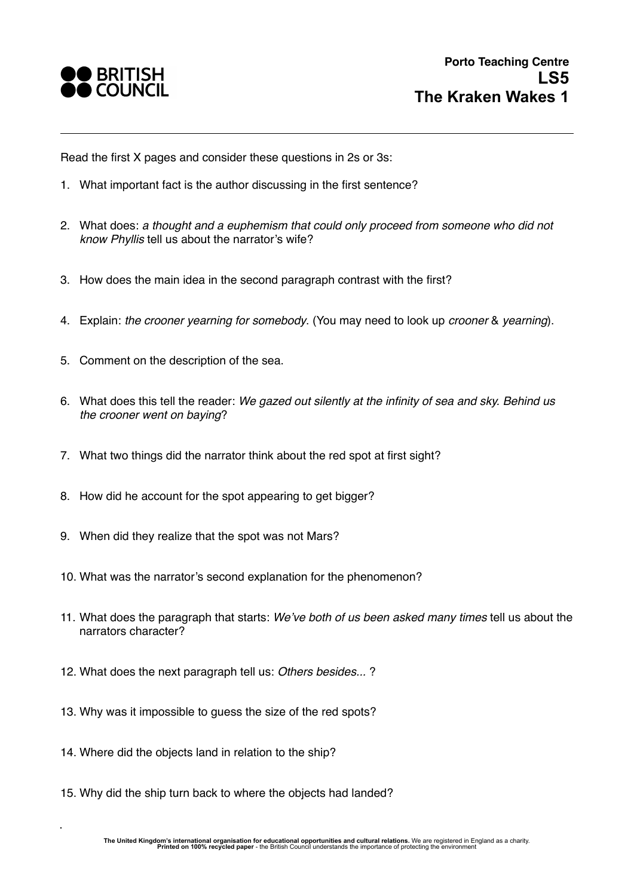BRITISH COUNCIL

**Porto Teaching Centre**
**LS5**
## The Kraken Wakes 1

---

Read the first X pages and consider these questions in 2s or 3s:

1. What important fact is the author discussing in the first sentence?
2. What does: *a thought and a euphemism that could only proceed from someone who did not know Phyllis* tell us about the narrator's wife?
3. How does the main idea in the second paragraph contrast with the first?
4. Explain: *the crooner yearning for somebody.* (You may need to look up *crooner* & *yearning*).
5. Comment on the description of the sea.
6. What does this tell the reader: *We gazed out silently at the infinity of sea and sky. Behind us the crooner went on baying*?
7. What two things did the narrator think about the red spot at first sight?
8. How did he account for the spot appearing to get bigger?
9. When did they realize that the spot was not Mars?
10. What was the narrator's second explanation for the phenomenon?
11. What does the paragraph that starts: *We've both of us been asked many times* tell us about the narrators character?
12. What does the next paragraph tell us: *Others besides...* ?
13. Why was it impossible to guess the size of the red spots?
14. Where did the objects land in relation to the ship?
15. Why did the ship turn back to where the objects had landed?

**The United Kingdom's international organisation for educational opportunities and cultural relations.** We are registered in England as a charity.
**Printed on 100% recycled paper** - the British Council understands the importance of protecting the environment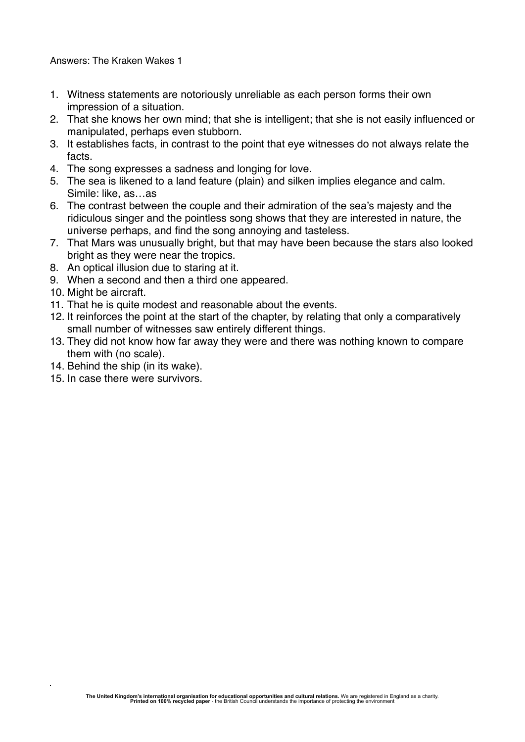Answers: The Kraken Wakes 1

1. Witness statements are notoriously unreliable as each person forms their own impression of a situation.
2. That she knows her own mind; that she is intelligent; that she is not easily influenced or manipulated, perhaps even stubborn.
3. It establishes facts, in contrast to the point that eye witnesses do not always relate the facts.
4. The song expresses a sadness and longing for love.
5. The sea is likened to a land feature (plain) and silken implies elegance and calm. Simile: like, as…as
6. The contrast between the couple and their admiration of the sea's majesty and the ridiculous singer and the pointless song shows that they are interested in nature, the universe perhaps, and find the song annoying and tasteless.
7. That Mars was unusually bright, but that may have been because the stars also looked bright as they were near the tropics.
8. An optical illusion due to staring at it.
9. When a second and then a third one appeared.
10. Might be aircraft.
11. That he is quite modest and reasonable about the events.
12. It reinforces the point at the start of the chapter, by relating that only a comparatively small number of witnesses saw entirely different things.
13. They did not know how far away they were and there was nothing known to compare them with (no scale).
14. Behind the ship (in its wake).
15. In case there were survivors.